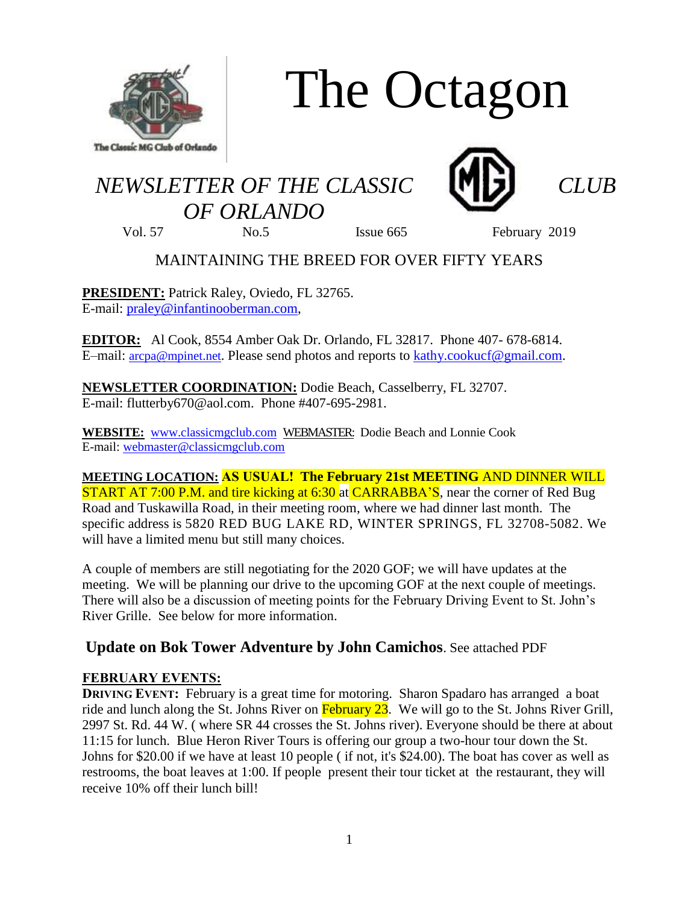# The Octagon

*NEWSLETTER OF THE CLASSIC CLUB OF ORLANDO*

Vol. 57 No.5 Issue 665 February 2019

MAINTAINING THE BREED FOR OVER FIFTY YEARS

**PRESIDENT:** Patrick Raley, Oviedo, FL 32765.
E-mail: praley@infantinooberman.com,

**EDITOR:** Al Cook, 8554 Amber Oak Dr. Orlando, FL 32817. Phone 407- 678-6814.
E–mail: arcpa@mpinet.net. Please send photos and reports to kathy.cookucf@gmail.com.

**NEWSLETTER COORDINATION:** Dodie Beach, Casselberry, FL 32707.
E-mail: flutterby670@aol.com. Phone #407-695-2981.

**WEBSITE:** www.classicmgclub.com WEBMASTER: Dodie Beach and Lonnie Cook
E-mail: webmaster@classicmgclub.com

**MEETING LOCATION:** **AS USUAL! The February 21st MEETING** AND DINNER WILL START AT 7:00 P.M. and tire kicking at 6:30 at CARRABBA'S, near the corner of Red Bug Road and Tuskawilla Road, in their meeting room, where we had dinner last month. The specific address is 5820 RED BUG LAKE RD, WINTER SPRINGS, FL 32708-5082. We will have a limited menu but still many choices.

A couple of members are still negotiating for the 2020 GOF; we will have updates at the meeting. We will be planning our drive to the upcoming GOF at the next couple of meetings. There will also be a discussion of meeting points for the February Driving Event to St. John's River Grille. See below for more information.

## Update on Bok Tower Adventure by John Camichos. See attached PDF

**FEBRUARY EVENTS:**

**DRIVING EVENT:** February is a great time for motoring. Sharon Spadaro has arranged a boat ride and lunch along the St. Johns River on February 23. We will go to the St. Johns River Grill, 2997 St. Rd. 44 W. ( where SR 44 crosses the St. Johns river). Everyone should be there at about 11:15 for lunch. Blue Heron River Tours is offering our group a two-hour tour down the St. Johns for $20.00 if we have at least 10 people ( if not, it's $24.00). The boat has cover as well as restrooms, the boat leaves at 1:00. If people present their tour ticket at the restaurant, they will receive 10% off their lunch bill!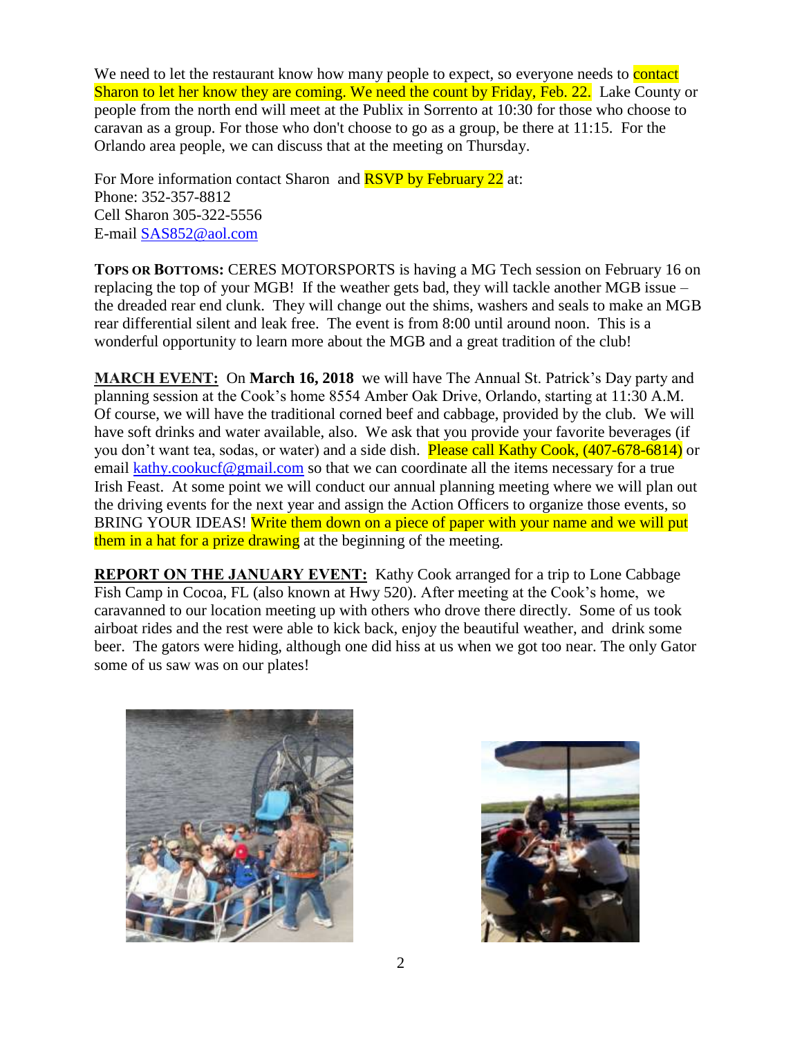We need to let the restaurant know how many people to expect, so everyone needs to contact Sharon to let her know they are coming. We need the count by Friday, Feb. 22. Lake County or people from the north end will meet at the Publix in Sorrento at 10:30 for those who choose to caravan as a group. For those who don't choose to go as a group, be there at 11:15. For the Orlando area people, we can discuss that at the meeting on Thursday.

For More information contact Sharon and RSVP by February 22 at:
Phone: 352-357-8812
Cell Sharon 305-322-5556
E-mail SAS852@aol.com

**TOPS OR BOTTOMS:** CERES MOTORSPORTS is having a MG Tech session on February 16 on replacing the top of your MGB! If the weather gets bad, they will tackle another MGB issue – the dreaded rear end clunk. They will change out the shims, washers and seals to make an MGB rear differential silent and leak free. The event is from 8:00 until around noon. This is a wonderful opportunity to learn more about the MGB and a great tradition of the club!

**MARCH EVENT:** On **March 16, 2018** we will have The Annual St. Patrick's Day party and planning session at the Cook's home 8554 Amber Oak Drive, Orlando, starting at 11:30 A.M. Of course, we will have the traditional corned beef and cabbage, provided by the club. We will have soft drinks and water available, also. We ask that you provide your favorite beverages (if you don't want tea, sodas, or water) and a side dish. Please call Kathy Cook, (407-678-6814) or email kathy.cookucf@gmail.com so that we can coordinate all the items necessary for a true Irish Feast. At some point we will conduct our annual planning meeting where we will plan out the driving events for the next year and assign the Action Officers to organize those events, so BRING YOUR IDEAS! Write them down on a piece of paper with your name and we will put them in a hat for a prize drawing at the beginning of the meeting.

**REPORT ON THE JANUARY EVENT:** Kathy Cook arranged for a trip to Lone Cabbage Fish Camp in Cocoa, FL (also known at Hwy 520). After meeting at the Cook's home, we caravanned to our location meeting up with others who drove there directly. Some of us took airboat rides and the rest were able to kick back, enjoy the beautiful weather, and drink some beer. The gators were hiding, although one did hiss at us when we got too near. The only Gator some of us saw was on our plates!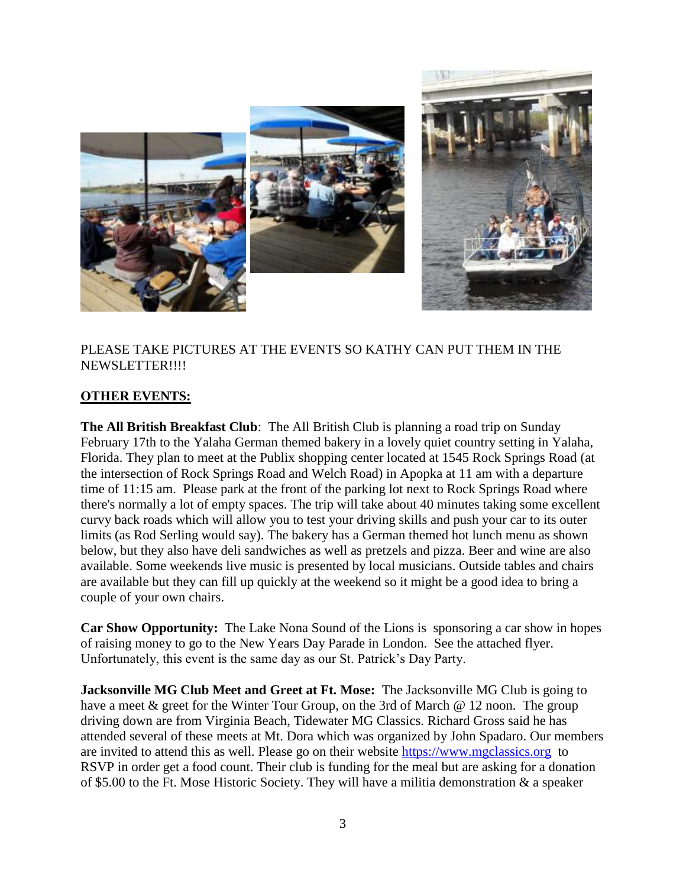PLEASE TAKE PICTURES AT THE EVENTS SO KATHY CAN PUT THEM IN THE NEWSLETTER!!!!

## OTHER EVENTS:

**The All British Breakfast Club**: The All British Club is planning a road trip on Sunday February 17th to the Yalaha German themed bakery in a lovely quiet country setting in Yalaha, Florida. They plan to meet at the Publix shopping center located at 1545 Rock Springs Road (at the intersection of Rock Springs Road and Welch Road) in Apopka at 11 am with a departure time of 11:15 am. Please park at the front of the parking lot next to Rock Springs Road where there's normally a lot of empty spaces. The trip will take about 40 minutes taking some excellent curvy back roads which will allow you to test your driving skills and push your car to its outer limits (as Rod Serling would say). The bakery has a German themed hot lunch menu as shown below, but they also have deli sandwiches as well as pretzels and pizza. Beer and wine are also available. Some weekends live music is presented by local musicians. Outside tables and chairs are available but they can fill up quickly at the weekend so it might be a good idea to bring a couple of your own chairs.

**Car Show Opportunity:** The Lake Nona Sound of the Lions is sponsoring a car show in hopes of raising money to go to the New Years Day Parade in London. See the attached flyer. Unfortunately, this event is the same day as our St. Patrick's Day Party.

**Jacksonville MG Club Meet and Greet at Ft. Mose:** The Jacksonville MG Club is going to have a meet & greet for the Winter Tour Group, on the 3rd of March @ 12 noon. The group driving down are from Virginia Beach, Tidewater MG Classics. Richard Gross said he has attended several of these meets at Mt. Dora which was organized by John Spadaro. Our members are invited to attend this as well. Please go on their website https://www.mgclassics.org to RSVP in order get a food count. Their club is funding for the meal but are asking for a donation of $5.00 to the Ft. Mose Historic Society. They will have a militia demonstration & a speaker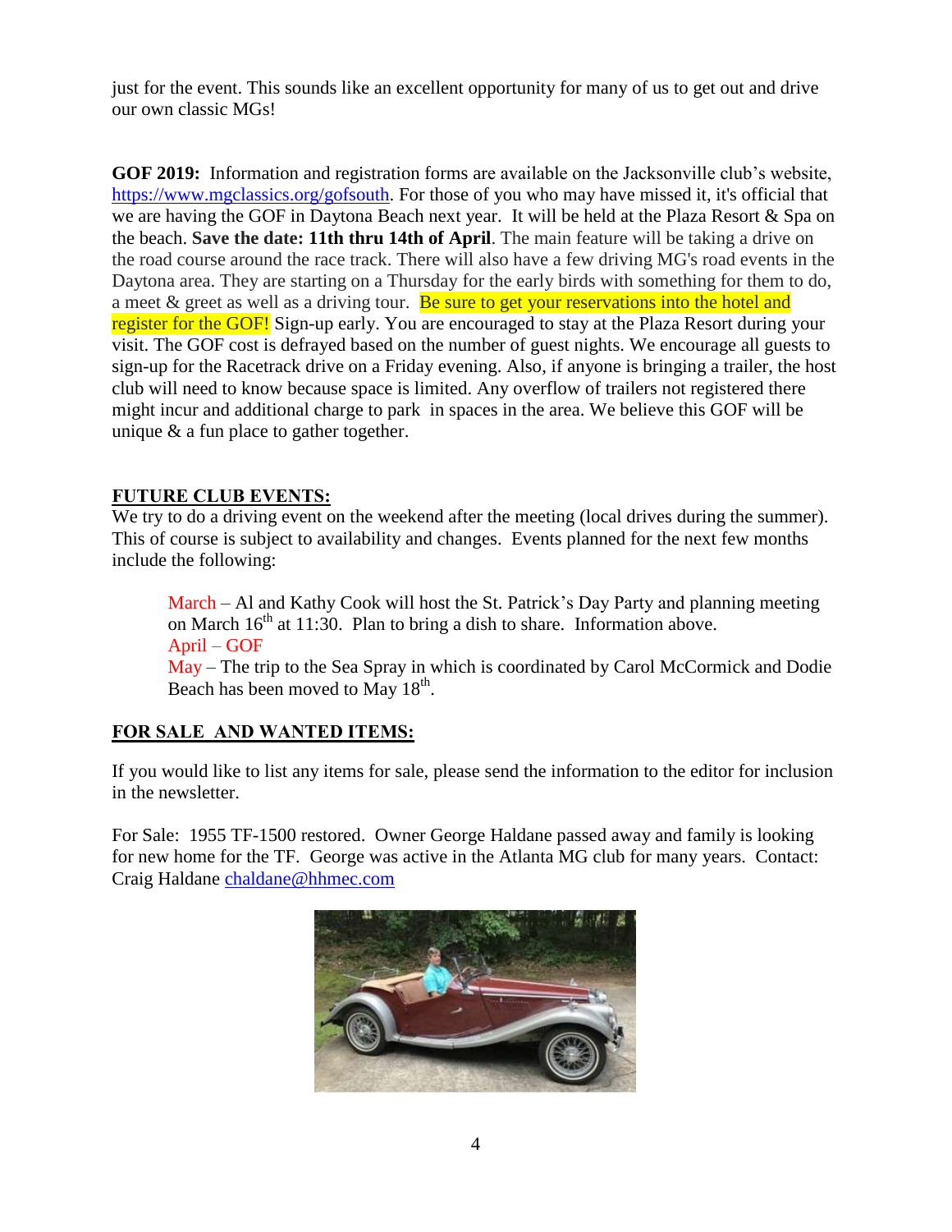just for the event. This sounds like an excellent opportunity for many of us to get out and drive our own classic MGs!

**GOF 2019:** Information and registration forms are available on the Jacksonville club's website, https://www.mgclassics.org/gofsouth. For those of you who may have missed it, it's official that we are having the GOF in Daytona Beach next year. It will be held at the Plaza Resort & Spa on the beach. **Save the date: 11th thru 14th of April**. The main feature will be taking a drive on the road course around the race track. There will also have a few driving MG's road events in the Daytona area. They are starting on a Thursday for the early birds with something for them to do, a meet & greet as well as a driving tour. Be sure to get your reservations into the hotel and register for the GOF! Sign-up early. You are encouraged to stay at the Plaza Resort during your visit. The GOF cost is defrayed based on the number of guest nights. We encourage all guests to sign-up for the Racetrack drive on a Friday evening. Also, if anyone is bringing a trailer, the host club will need to know because space is limited. Any overflow of trailers not registered there might incur and additional charge to park in spaces in the area. We believe this GOF will be unique & a fun place to gather together.

## FUTURE CLUB EVENTS:

We try to do a driving event on the weekend after the meeting (local drives during the summer). This of course is subject to availability and changes. Events planned for the next few months include the following:

March – Al and Kathy Cook will host the St. Patrick's Day Party and planning meeting on March 16th at 11:30. Plan to bring a dish to share. Information above.
April – GOF
May – The trip to the Sea Spray in which is coordinated by Carol McCormick and Dodie Beach has been moved to May 18th.

## FOR SALE AND WANTED ITEMS:

If you would like to list any items for sale, please send the information to the editor for inclusion in the newsletter.

For Sale: 1955 TF-1500 restored. Owner George Haldane passed away and family is looking for new home for the TF. George was active in the Atlanta MG club for many years. Contact: Craig Haldane chaldane@hhmec.com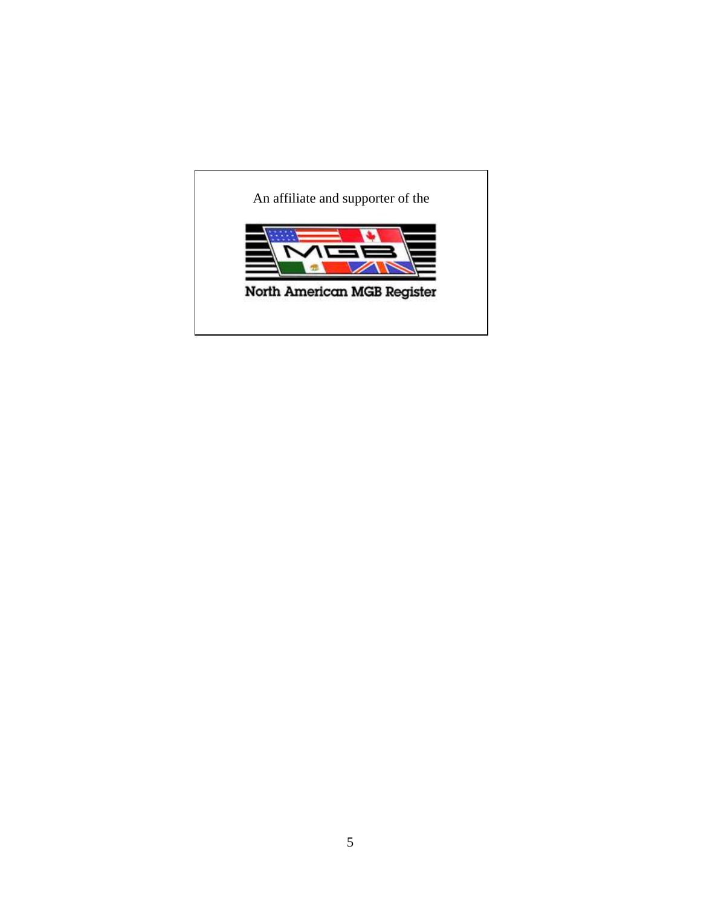An affiliate and supporter of the

North American MGB Register